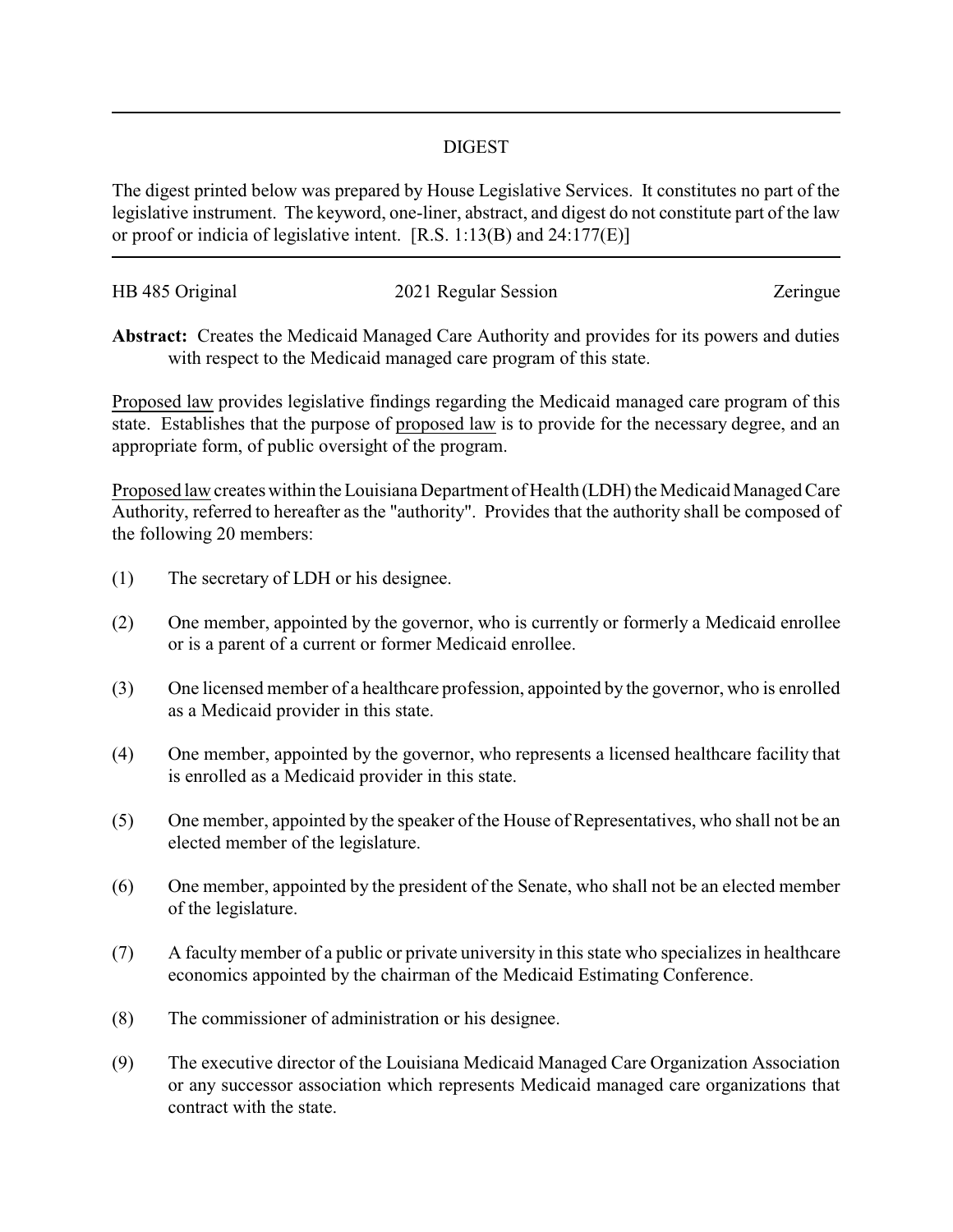# DIGEST

The digest printed below was prepared by House Legislative Services. It constitutes no part of the legislative instrument. The keyword, one-liner, abstract, and digest do not constitute part of the law or proof or indicia of legislative intent. [R.S. 1:13(B) and 24:177(E)]

HB 485 Original 2021 Regular Session Zeringue

**Abstract:** Creates the Medicaid Managed Care Authority and provides for its powers and duties with respect to the Medicaid managed care program of this state.

Proposed law provides legislative findings regarding the Medicaid managed care program of this state. Establishes that the purpose of proposed law is to provide for the necessary degree, and an appropriate form, of public oversight of the program.

Proposed law creates within the Louisiana Department of Health (LDH) the Medicaid Managed Care Authority, referred to hereafter as the "authority". Provides that the authority shall be composed of the following 20 members:

(1) The secretary of LDH or his designee.

(2) One member, appointed by the governor, who is currently or formerly a Medicaid enrollee or is a parent of a current or former Medicaid enrollee.

(3) One licensed member of a healthcare profession, appointed by the governor, who is enrolled as a Medicaid provider in this state.

(4) One member, appointed by the governor, who represents a licensed healthcare facility that is enrolled as a Medicaid provider in this state.

(5) One member, appointed by the speaker of the House of Representatives, who shall not be an elected member of the legislature.

(6) One member, appointed by the president of the Senate, who shall not be an elected member of the legislature.

(7) A faculty member of a public or private university in this state who specializes in healthcare economics appointed by the chairman of the Medicaid Estimating Conference.

(8) The commissioner of administration or his designee.

(9) The executive director of the Louisiana Medicaid Managed Care Organization Association or any successor association which represents Medicaid managed care organizations that contract with the state.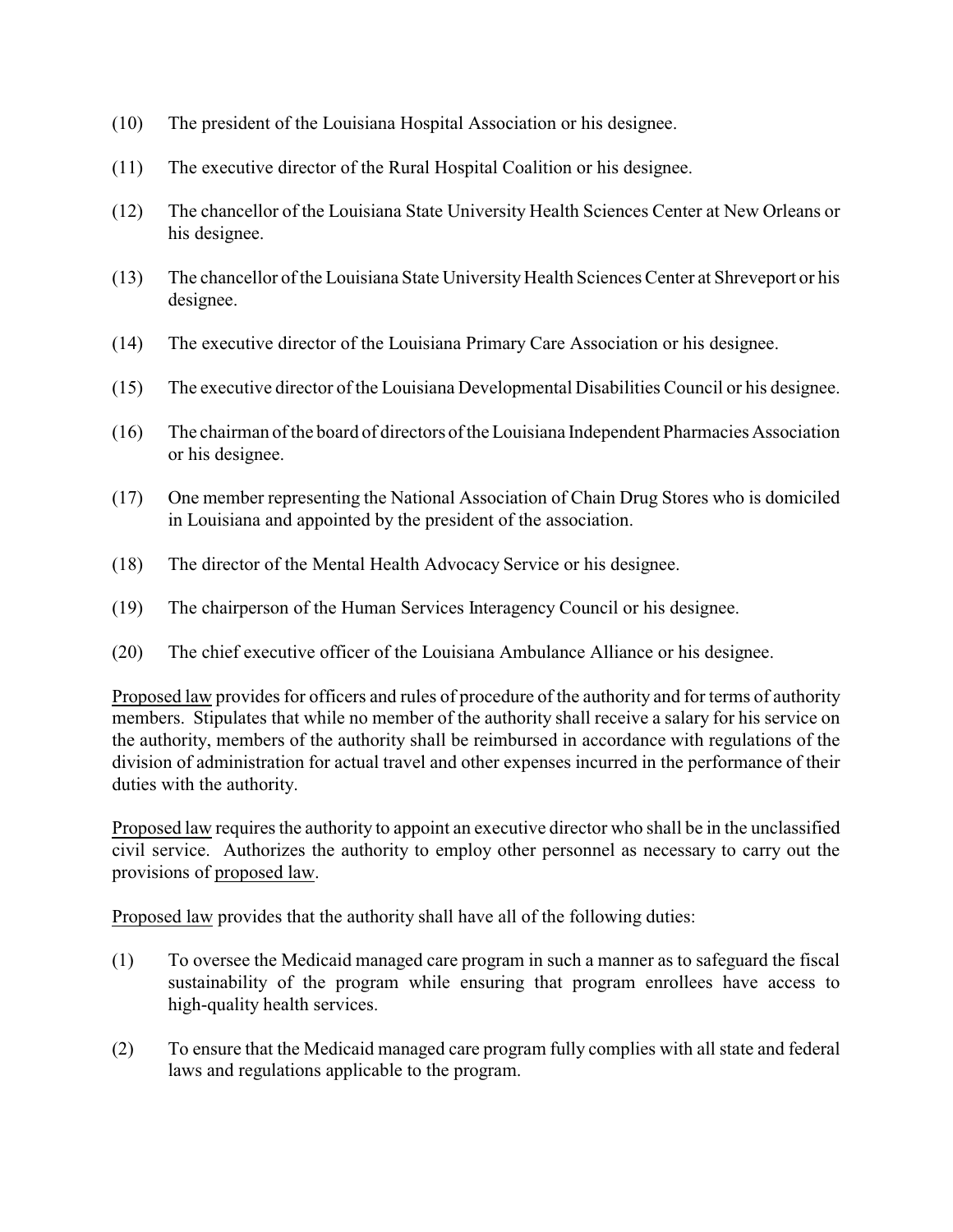(10) The president of the Louisiana Hospital Association or his designee.

(11) The executive director of the Rural Hospital Coalition or his designee.

(12) The chancellor of the Louisiana State University Health Sciences Center at New Orleans or his designee.

(13) The chancellor of the Louisiana State University Health Sciences Center at Shreveport or his designee.

(14) The executive director of the Louisiana Primary Care Association or his designee.

(15) The executive director of the Louisiana Developmental Disabilities Council or his designee.

(16) The chairman of the board of directors of the Louisiana Independent Pharmacies Association or his designee.

(17) One member representing the National Association of Chain Drug Stores who is domiciled in Louisiana and appointed by the president of the association.

(18) The director of the Mental Health Advocacy Service or his designee.

(19) The chairperson of the Human Services Interagency Council or his designee.

(20) The chief executive officer of the Louisiana Ambulance Alliance or his designee.

Proposed law provides for officers and rules of procedure of the authority and for terms of authority members. Stipulates that while no member of the authority shall receive a salary for his service on the authority, members of the authority shall be reimbursed in accordance with regulations of the division of administration for actual travel and other expenses incurred in the performance of their duties with the authority.

Proposed law requires the authority to appoint an executive director who shall be in the unclassified civil service. Authorizes the authority to employ other personnel as necessary to carry out the provisions of proposed law.

Proposed law provides that the authority shall have all of the following duties:

(1) To oversee the Medicaid managed care program in such a manner as to safeguard the fiscal sustainability of the program while ensuring that program enrollees have access to high-quality health services.

(2) To ensure that the Medicaid managed care program fully complies with all state and federal laws and regulations applicable to the program.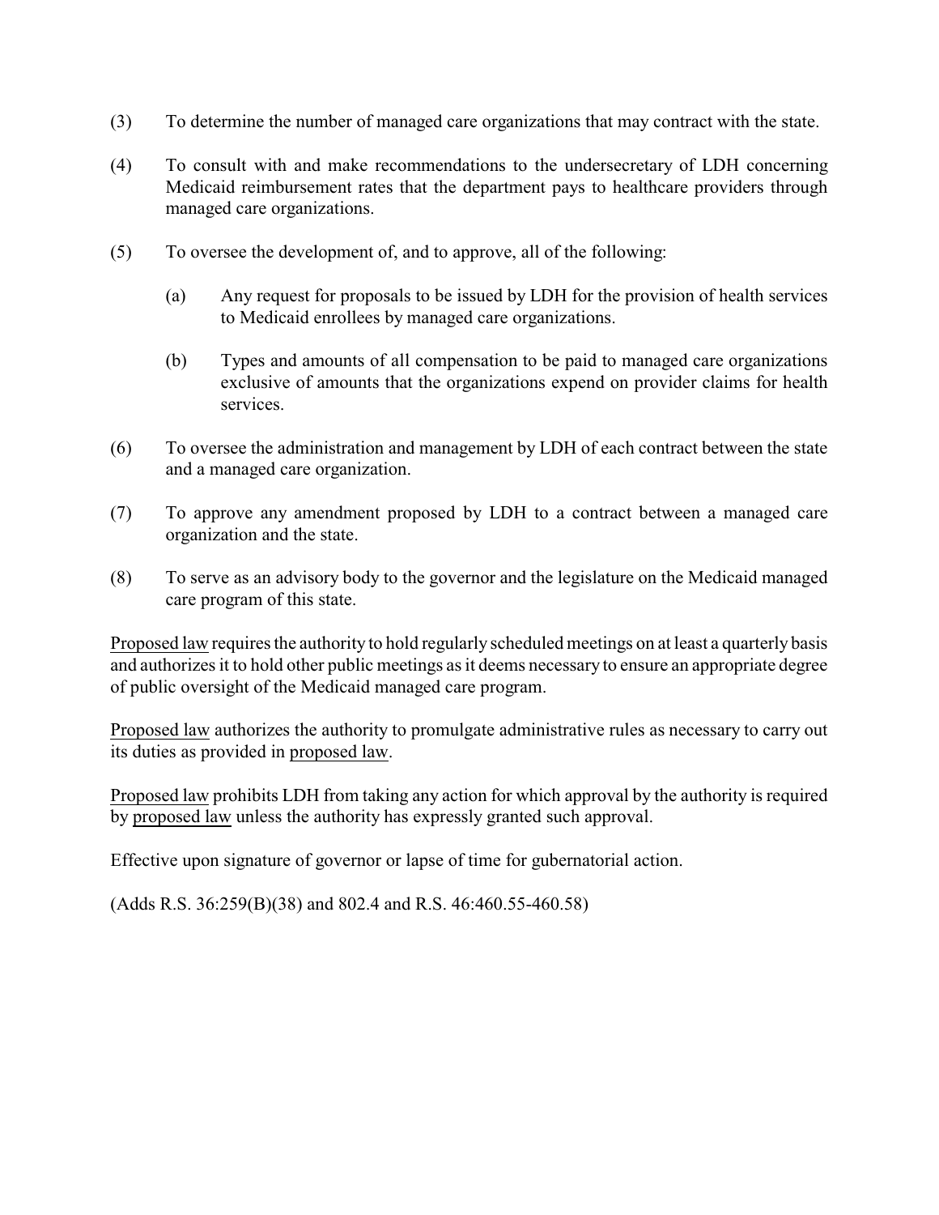(3) To determine the number of managed care organizations that may contract with the state.

(4) To consult with and make recommendations to the undersecretary of LDH concerning Medicaid reimbursement rates that the department pays to healthcare providers through managed care organizations.

(5) To oversee the development of, and to approve, all of the following:

   (a) Any request for proposals to be issued by LDH for the provision of health services to Medicaid enrollees by managed care organizations.

   (b) Types and amounts of all compensation to be paid to managed care organizations exclusive of amounts that the organizations expend on provider claims for health services.

(6) To oversee the administration and management by LDH of each contract between the state and a managed care organization.

(7) To approve any amendment proposed by LDH to a contract between a managed care organization and the state.

(8) To serve as an advisory body to the governor and the legislature on the Medicaid managed care program of this state.

<u>Proposed law</u> requires the authority to hold regularly scheduled meetings on at least a quarterly basis and authorizes it to hold other public meetings as it deems necessary to ensure an appropriate degree of public oversight of the Medicaid managed care program.

<u>Proposed law</u> authorizes the authority to promulgate administrative rules as necessary to carry out its duties as provided in <u>proposed law</u>.

<u>Proposed law</u> prohibits LDH from taking any action for which approval by the authority is required by <u>proposed law</u> unless the authority has expressly granted such approval.

Effective upon signature of governor or lapse of time for gubernatorial action.

(Adds R.S. 36:259(B)(38) and 802.4 and R.S. 46:460.55-460.58)